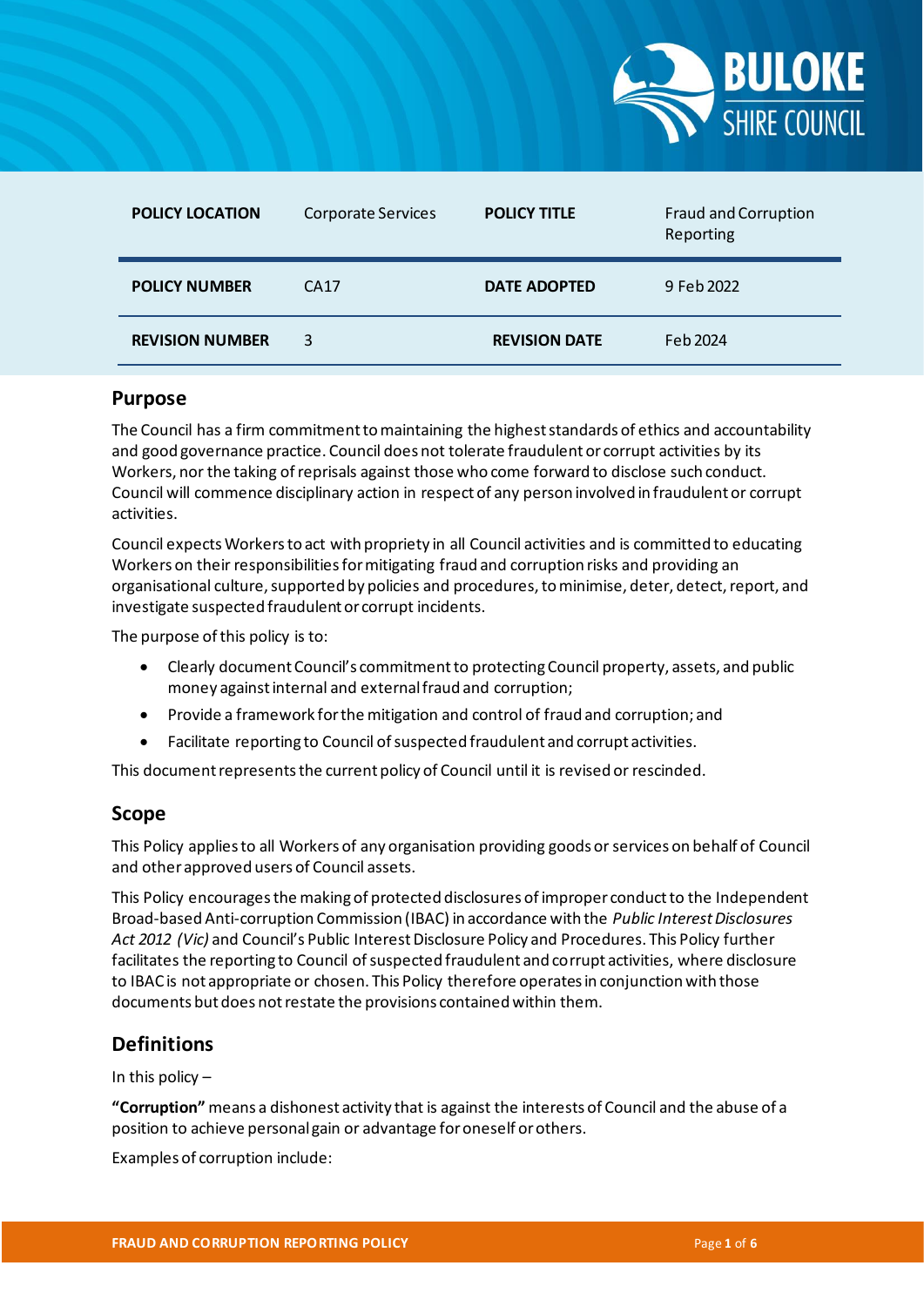| POLICY LOCATION | Corporate Services | POLICY TITLE | Fraud and Corruption Reporting |
|---|---|---|---|
| POLICY NUMBER | CA17 | DATE ADOPTED | 9 Feb 2022 |
| REVISION NUMBER | 3 | REVISION DATE | Feb 2024 |

## Purpose

The Council has a firm commitment to maintaining the highest standards of ethics and accountability and good governance practice. Council does not tolerate fraudulent or corrupt activities by its Workers, nor the taking of reprisals against those who come forward to disclose such conduct. Council will commence disciplinary action in respect of any person involved in fraudulent or corrupt activities.

Council expects Workers to act with propriety in all Council activities and is committed to educating Workers on their responsibilities for mitigating fraud and corruption risks and providing an organisational culture, supported by policies and procedures, to minimise, deter, detect, report, and investigate suspected fraudulent or corrupt incidents.

The purpose of this policy is to:

- Clearly document Council's commitment to protecting Council property, assets, and public money against internal and external fraud and corruption;
- Provide a framework for the mitigation and control of fraud and corruption; and
- Facilitate reporting to Council of suspected fraudulent and corrupt activities.

This document represents the current policy of Council until it is revised or rescinded.

## Scope

This Policy applies to all Workers of any organisation providing goods or services on behalf of Council and other approved users of Council assets.

This Policy encourages the making of protected disclosures of improper conduct to the Independent Broad-based Anti-corruption Commission (IBAC) in accordance with the *Public Interest Disclosures Act 2012 (Vic)* and Council's Public Interest Disclosure Policy and Procedures. This Policy further facilitates the reporting to Council of suspected fraudulent and corrupt activities, where disclosure to IBAC is not appropriate or chosen. This Policy therefore operates in conjunction with those documents but does not restate the provisions contained within them.

## Definitions

In this policy –

**"Corruption"** means a dishonest activity that is against the interests of Council and the abuse of a position to achieve personal gain or advantage for oneself or others.

Examples of corruption include: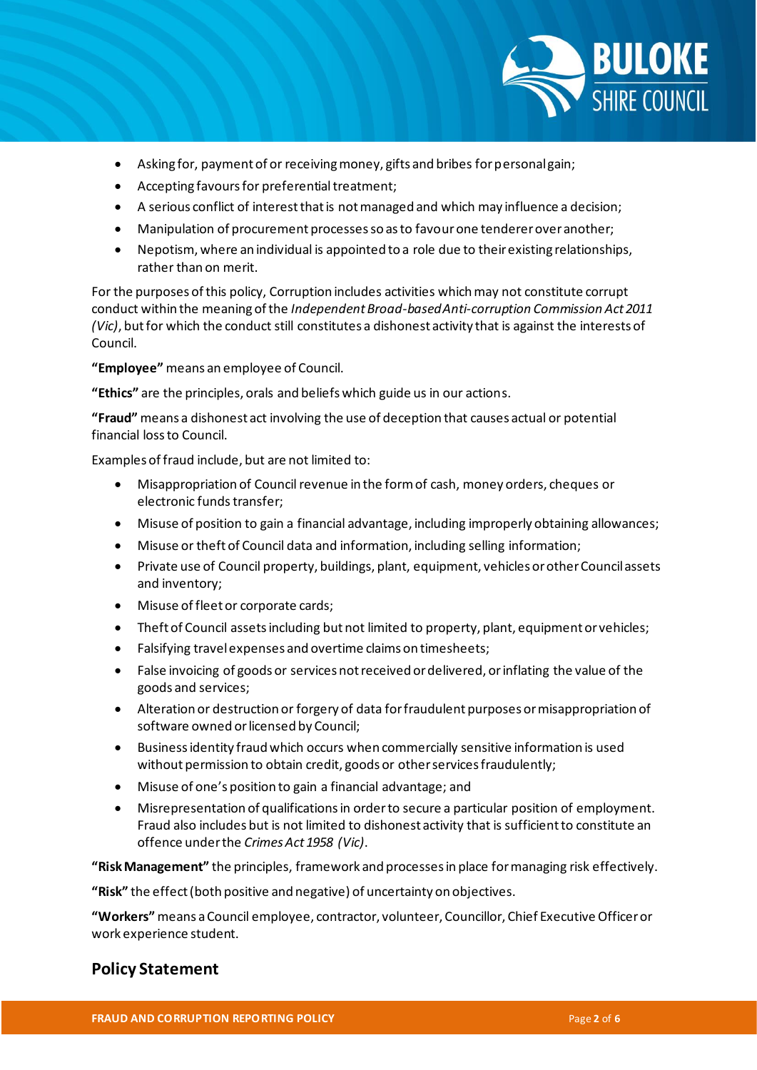- Asking for, payment of or receiving money, gifts and bribes for personal gain;
- Accepting favours for preferential treatment;
- A serious conflict of interest that is not managed and which may influence a decision;
- Manipulation of procurement processes so as to favour one tenderer over another;
- Nepotism, where an individual is appointed to a role due to their existing relationships, rather than on merit.

For the purposes of this policy, Corruption includes activities which may not constitute corrupt conduct within the meaning of the *Independent Broad-based Anti-corruption Commission Act 2011 (Vic)*, but for which the conduct still constitutes a dishonest activity that is against the interests of Council.

**"Employee"** means an employee of Council.

**"Ethics"** are the principles, orals and beliefs which guide us in our actions.

**"Fraud"** means a dishonest act involving the use of deception that causes actual or potential financial loss to Council.

Examples of fraud include, but are not limited to:

- Misappropriation of Council revenue in the form of cash, money orders, cheques or electronic funds transfer;
- Misuse of position to gain a financial advantage, including improperly obtaining allowances;
- Misuse or theft of Council data and information, including selling information;
- Private use of Council property, buildings, plant, equipment, vehicles or other Council assets and inventory;
- Misuse of fleet or corporate cards;
- Theft of Council assets including but not limited to property, plant, equipment or vehicles;
- Falsifying travel expenses and overtime claims on timesheets;
- False invoicing of goods or services not received or delivered, or inflating the value of the goods and services;
- Alteration or destruction or forgery of data for fraudulent purposes or misappropriation of software owned or licensed by Council;
- Business identity fraud which occurs when commercially sensitive information is used without permission to obtain credit, goods or other services fraudulently;
- Misuse of one's position to gain a financial advantage; and
- Misrepresentation of qualifications in order to secure a particular position of employment. Fraud also includes but is not limited to dishonest activity that is sufficient to constitute an offence under the *Crimes Act 1958 (Vic)*.

**"Risk Management"** the principles, framework and processes in place for managing risk effectively.

**"Risk"** the effect (both positive and negative) of uncertainty on objectives.

**"Workers"** means a Council employee, contractor, volunteer, Councillor, Chief Executive Officer or work experience student.

## Policy Statement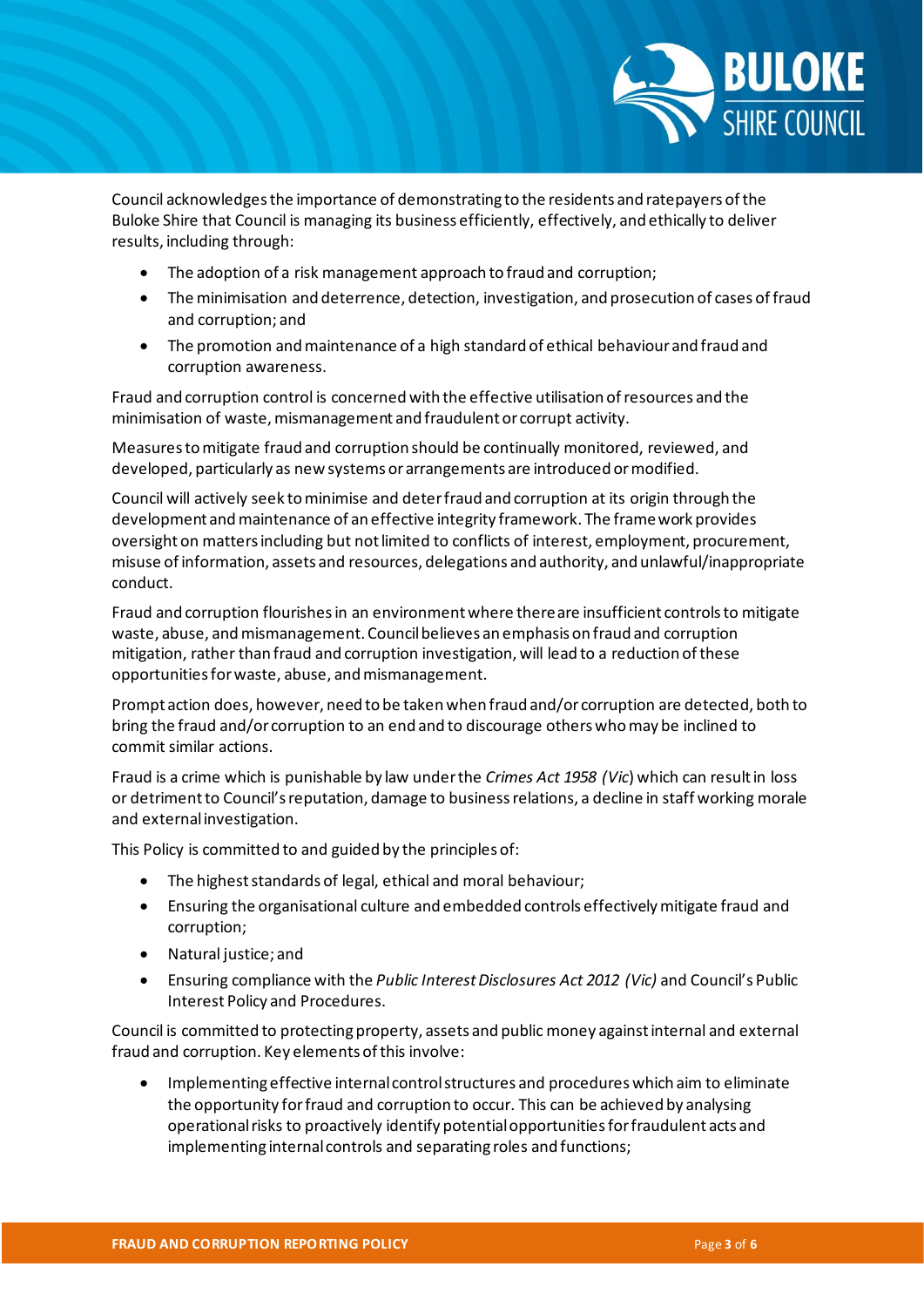Council acknowledges the importance of demonstrating to the residents and ratepayers of the Buloke Shire that Council is managing its business efficiently, effectively, and ethically to deliver results, including through:

- The adoption of a risk management approach to fraud and corruption;
- The minimisation and deterrence, detection, investigation, and prosecution of cases of fraud and corruption; and
- The promotion and maintenance of a high standard of ethical behaviour and fraud and corruption awareness.

Fraud and corruption control is concerned with the effective utilisation of resources and the minimisation of waste, mismanagement and fraudulent or corrupt activity.

Measures to mitigate fraud and corruption should be continually monitored, reviewed, and developed, particularly as new systems or arrangements are introduced or modified.

Council will actively seek to minimise and deter fraud and corruption at its origin through the development and maintenance of an effective integrity framework. The framework provides oversight on matters including but not limited to conflicts of interest, employment, procurement, misuse of information, assets and resources, delegations and authority, and unlawful/inappropriate conduct.

Fraud and corruption flourishes in an environment where there are insufficient controls to mitigate waste, abuse, and mismanagement. Council believes an emphasis on fraud and corruption mitigation, rather than fraud and corruption investigation, will lead to a reduction of these opportunities for waste, abuse, and mismanagement.

Prompt action does, however, need to be taken when fraud and/or corruption are detected, both to bring the fraud and/or corruption to an end and to discourage others who may be inclined to commit similar actions.

Fraud is a crime which is punishable by law under the *Crimes Act 1958 (Vic)* which can result in loss or detriment to Council's reputation, damage to business relations, a decline in staff working morale and external investigation.

This Policy is committed to and guided by the principles of:

- The highest standards of legal, ethical and moral behaviour;
- Ensuring the organisational culture and embedded controls effectively mitigate fraud and corruption;
- Natural justice; and
- Ensuring compliance with the *Public Interest Disclosures Act 2012 (Vic)* and Council's Public Interest Policy and Procedures.

Council is committed to protecting property, assets and public money against internal and external fraud and corruption. Key elements of this involve:

- Implementing effective internal control structures and procedures which aim to eliminate the opportunity for fraud and corruption to occur. This can be achieved by analysing operational risks to proactively identify potential opportunities for fraudulent acts and implementing internal controls and separating roles and functions;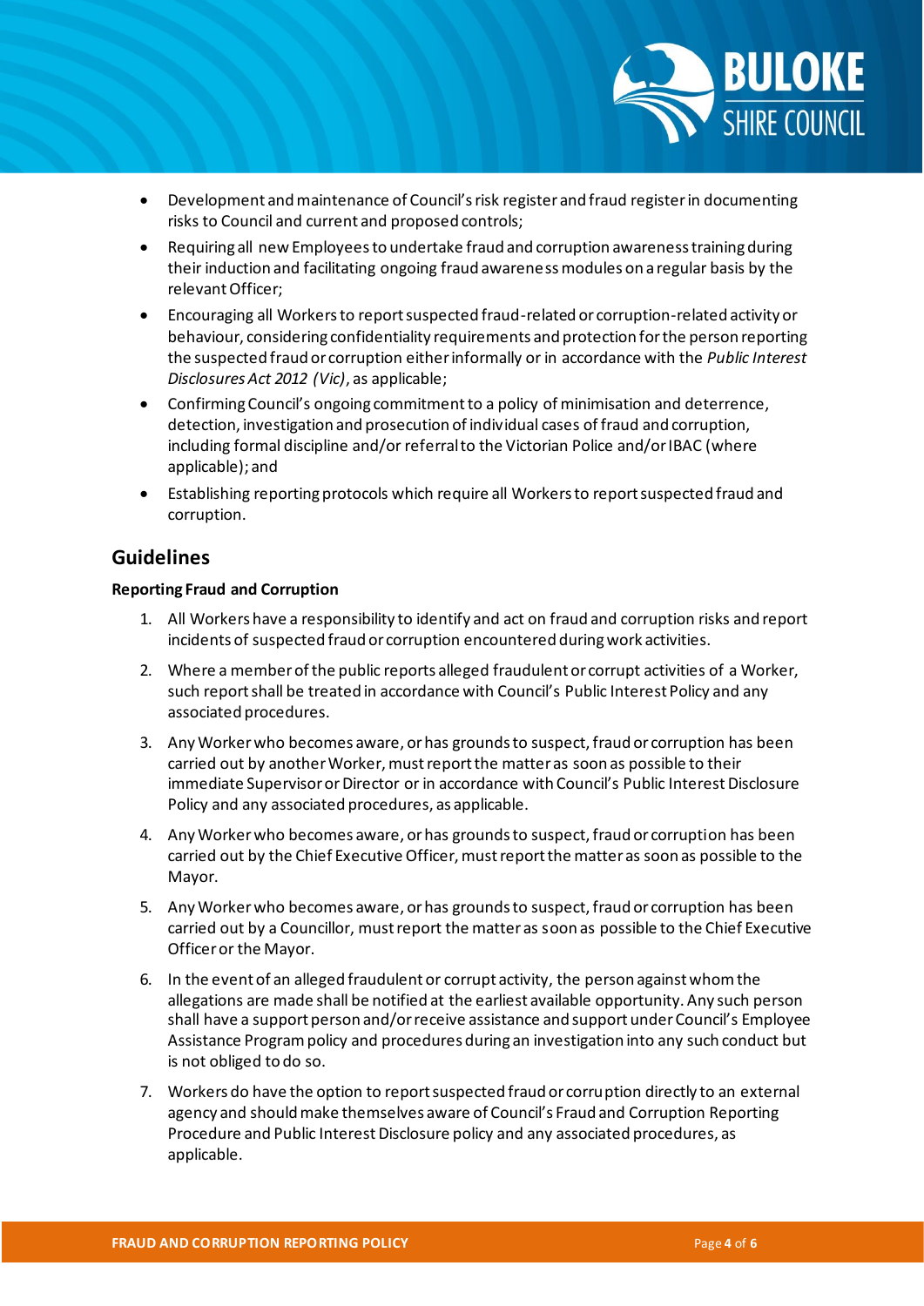- Development and maintenance of Council's risk register and fraud register in documenting risks to Council and current and proposed controls;
- Requiring all new Employees to undertake fraud and corruption awareness training during their induction and facilitating ongoing fraud awareness modules on a regular basis by the relevant Officer;
- Encouraging all Workers to report suspected fraud-related or corruption-related activity or behaviour, considering confidentiality requirements and protection for the person reporting the suspected fraud or corruption either informally or in accordance with the *Public Interest Disclosures Act 2012 (Vic)*, as applicable;
- Confirming Council's ongoing commitment to a policy of minimisation and deterrence, detection, investigation and prosecution of individual cases of fraud and corruption, including formal discipline and/or referral to the Victorian Police and/or IBAC (where applicable); and
- Establishing reporting protocols which require all Workers to report suspected fraud and corruption.

## Guidelines

**Reporting Fraud and Corruption**

1. All Workers have a responsibility to identify and act on fraud and corruption risks and report incidents of suspected fraud or corruption encountered during work activities.
2. Where a member of the public reports alleged fraudulent or corrupt activities of a Worker, such report shall be treated in accordance with Council's Public Interest Policy and any associated procedures.
3. Any Worker who becomes aware, or has grounds to suspect, fraud or corruption has been carried out by another Worker, must report the matter as soon as possible to their immediate Supervisor or Director or in accordance with Council's Public Interest Disclosure Policy and any associated procedures, as applicable.
4. Any Worker who becomes aware, or has grounds to suspect, fraud or corruption has been carried out by the Chief Executive Officer, must report the matter as soon as possible to the Mayor.
5. Any Worker who becomes aware, or has grounds to suspect, fraud or corruption has been carried out by a Councillor, must report the matter as soon as possible to the Chief Executive Officer or the Mayor.
6. In the event of an alleged fraudulent or corrupt activity, the person against whom the allegations are made shall be notified at the earliest available opportunity. Any such person shall have a support person and/or receive assistance and support under Council's Employee Assistance Program policy and procedures during an investigation into any such conduct but is not obliged to do so.
7. Workers do have the option to report suspected fraud or corruption directly to an external agency and should make themselves aware of Council's Fraud and Corruption Reporting Procedure and Public Interest Disclosure policy and any associated procedures, as applicable.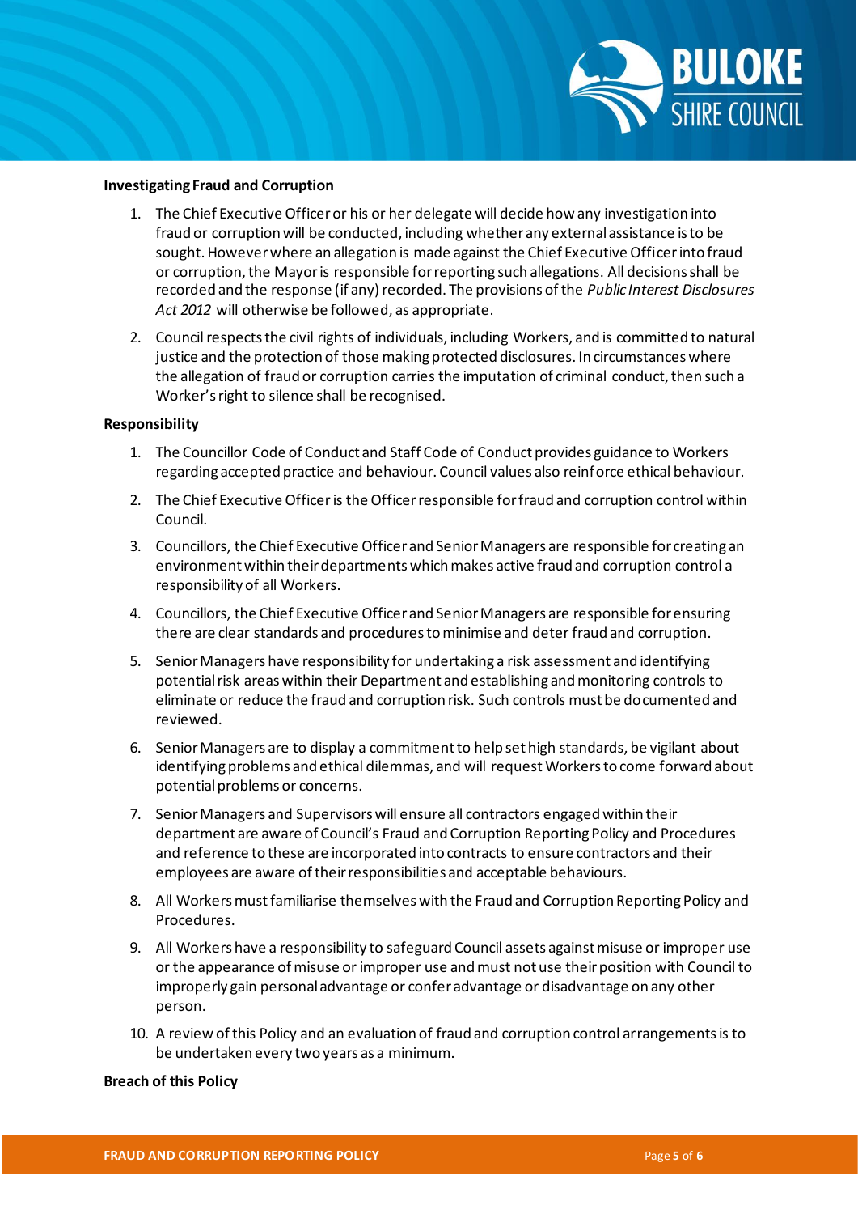**Investigating Fraud and Corruption**

1. The Chief Executive Officer or his or her delegate will decide how any investigation into fraud or corruption will be conducted, including whether any external assistance is to be sought. However where an allegation is made against the Chief Executive Officer into fraud or corruption, the Mayor is responsible for reporting such allegations. All decisions shall be recorded and the response (if any) recorded. The provisions of the *Public Interest Disclosures Act 2012* will otherwise be followed, as appropriate.
2. Council respects the civil rights of individuals, including Workers, and is committed to natural justice and the protection of those making protected disclosures. In circumstances where the allegation of fraud or corruption carries the imputation of criminal conduct, then such a Worker's right to silence shall be recognised.

**Responsibility**

1. The Councillor Code of Conduct and Staff Code of Conduct provides guidance to Workers regarding accepted practice and behaviour. Council values also reinforce ethical behaviour.
2. The Chief Executive Officer is the Officer responsible for fraud and corruption control within Council.
3. Councillors, the Chief Executive Officer and Senior Managers are responsible for creating an environment within their departments which makes active fraud and corruption control a responsibility of all Workers.
4. Councillors, the Chief Executive Officer and Senior Managers are responsible for ensuring there are clear standards and procedures to minimise and deter fraud and corruption.
5. Senior Managers have responsibility for undertaking a risk assessment and identifying potential risk areas within their Department and establishing and monitoring controls to eliminate or reduce the fraud and corruption risk. Such controls must be documented and reviewed.
6. Senior Managers are to display a commitment to help set high standards, be vigilant about identifying problems and ethical dilemmas, and will request Workers to come forward about potential problems or concerns.
7. Senior Managers and Supervisors will ensure all contractors engaged within their department are aware of Council's Fraud and Corruption Reporting Policy and Procedures and reference to these are incorporated into contracts to ensure contractors and their employees are aware of their responsibilities and acceptable behaviours.
8. All Workers must familiarise themselves with the Fraud and Corruption Reporting Policy and Procedures.
9. All Workers have a responsibility to safeguard Council assets against misuse or improper use or the appearance of misuse or improper use and must not use their position with Council to improperly gain personal advantage or confer advantage or disadvantage on any other person.
10. A review of this Policy and an evaluation of fraud and corruption control arrangements is to be undertaken every two years as a minimum.

**Breach of this Policy**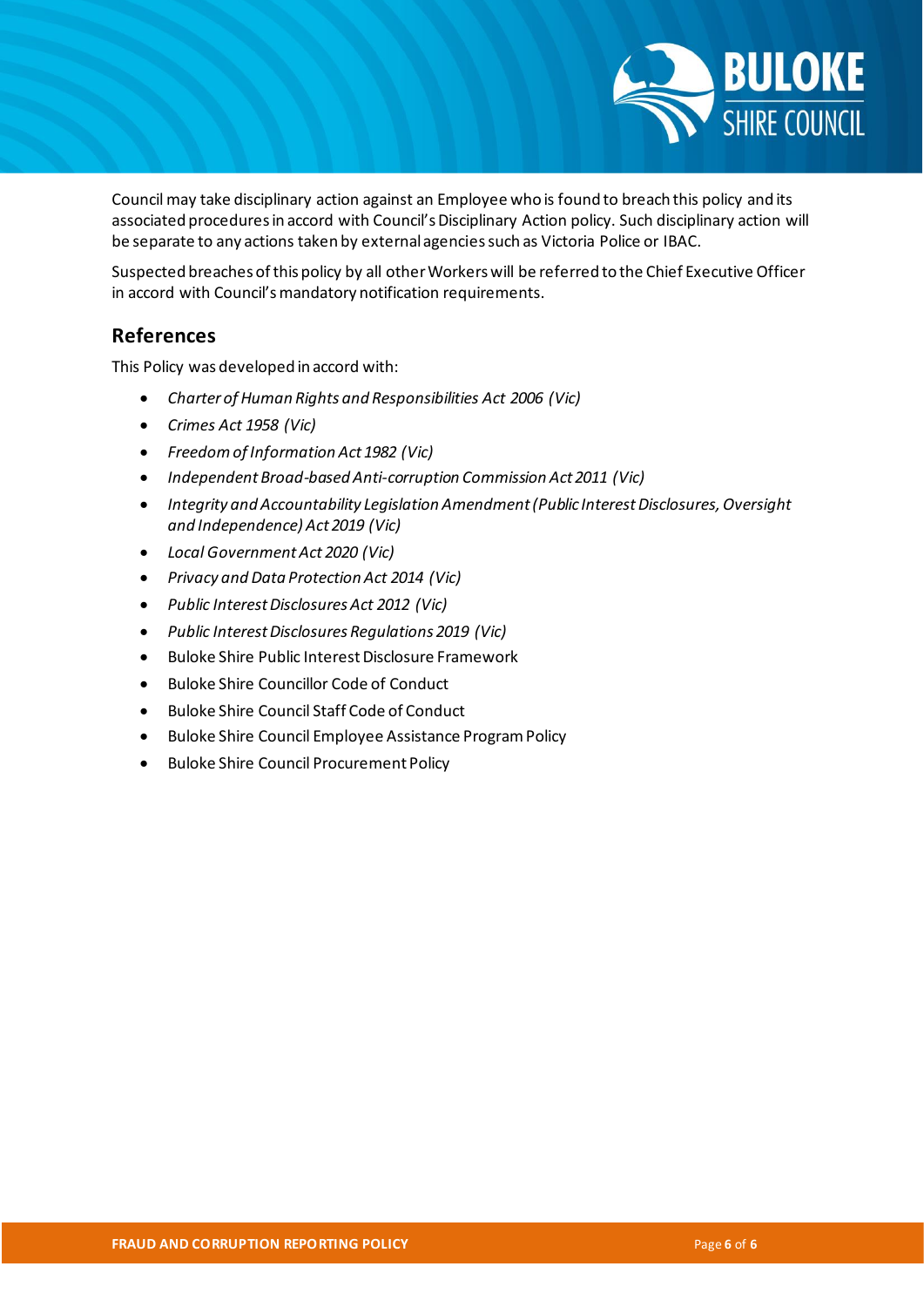Council may take disciplinary action against an Employee who is found to breach this policy and its associated procedures in accord with Council's Disciplinary Action policy. Such disciplinary action will be separate to any actions taken by external agencies such as Victoria Police or IBAC.

Suspected breaches of this policy by all other Workers will be referred to the Chief Executive Officer in accord with Council's mandatory notification requirements.

## References

This Policy was developed in accord with:

- *Charter of Human Rights and Responsibilities Act 2006 (Vic)*
- *Crimes Act 1958 (Vic)*
- *Freedom of Information Act 1982 (Vic)*
- *Independent Broad-based Anti-corruption Commission Act 2011 (Vic)*
- *Integrity and Accountability Legislation Amendment (Public Interest Disclosures, Oversight and Independence) Act 2019 (Vic)*
- *Local Government Act 2020 (Vic)*
- *Privacy and Data Protection Act 2014 (Vic)*
- *Public Interest Disclosures Act 2012 (Vic)*
- *Public Interest Disclosures Regulations 2019 (Vic)*
- Buloke Shire Public Interest Disclosure Framework
- Buloke Shire Councillor Code of Conduct
- Buloke Shire Council Staff Code of Conduct
- Buloke Shire Council Employee Assistance Program Policy
- Buloke Shire Council Procurement Policy